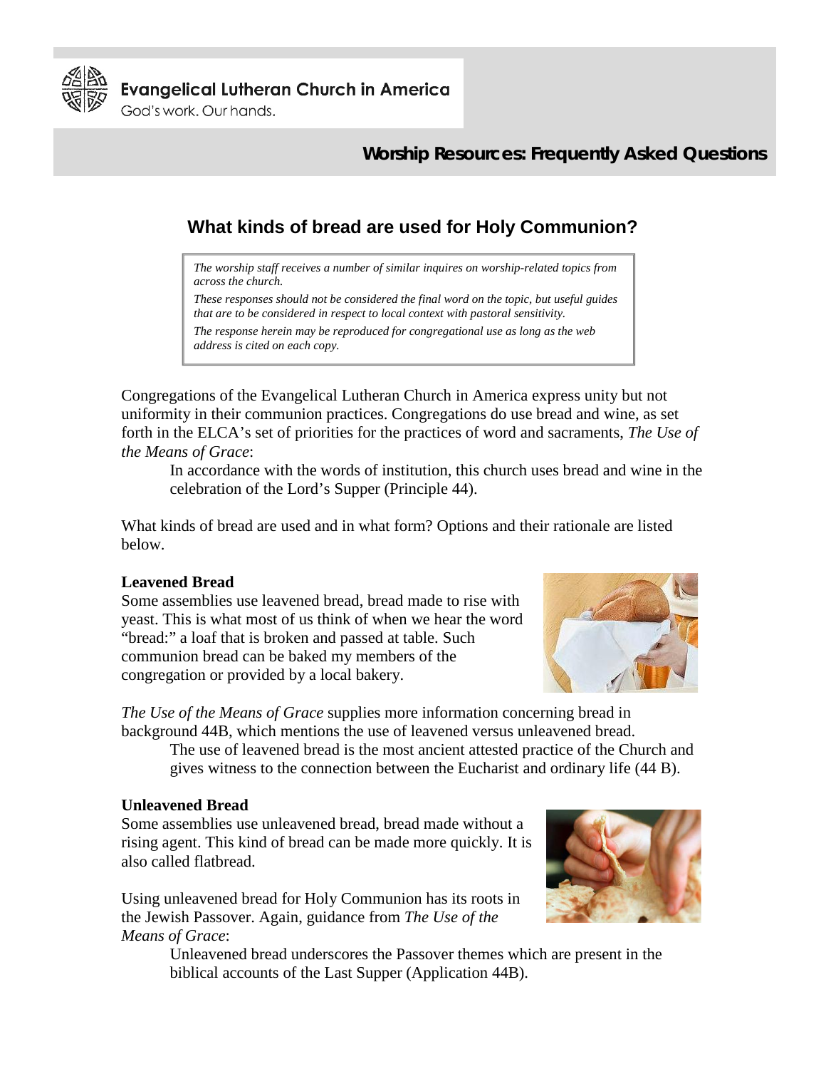Evangelical Lutheran Church in America

God's work. Our hands.

**Worship Resources: Frequently Asked Questions**

## What kinds of bread are used for Holy Communion?

> *The worship staff receives a number of similar inquires on worship-related topics from across the church.*
>
> *These responses should not be considered the final word on the topic, but useful guides that are to be considered in respect to local context with pastoral sensitivity.*
>
> *The response herein may be reproduced for congregational use as long as the web address is cited on each copy.*

Congregations of the Evangelical Lutheran Church in America express unity but not uniformity in their communion practices. Congregations do use bread and wine, as set forth in the ELCA's set of priorities for the practices of word and sacraments, *The Use of the Means of Grace*:

> In accordance with the words of institution, this church uses bread and wine in the celebration of the Lord's Supper (Principle 44).

What kinds of bread are used and in what form? Options and their rationale are listed below.

**Leavened Bread**

Some assemblies use leavened bread, bread made to rise with yeast. This is what most of us think of when we hear the word "bread:" a loaf that is broken and passed at table. Such communion bread can be baked my members of the congregation or provided by a local bakery.

*The Use of the Means of Grace* supplies more information concerning bread in background 44B, which mentions the use of leavened versus unleavened bread.

> The use of leavened bread is the most ancient attested practice of the Church and gives witness to the connection between the Eucharist and ordinary life (44 B).

**Unleavened Bread**

Some assemblies use unleavened bread, bread made without a rising agent. This kind of bread can be made more quickly. It is also called flatbread.

Using unleavened bread for Holy Communion has its roots in the Jewish Passover. Again, guidance from *The Use of the Means of Grace*:

> Unleavened bread underscores the Passover themes which are present in the biblical accounts of the Last Supper (Application 44B).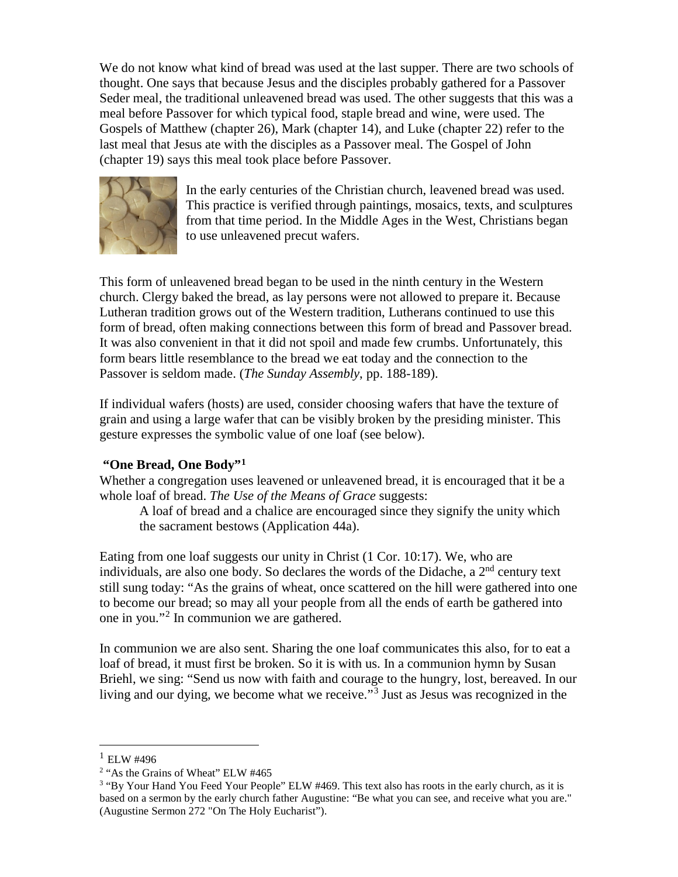We do not know what kind of bread was used at the last supper. There are two schools of thought. One says that because Jesus and the disciples probably gathered for a Passover Seder meal, the traditional unleavened bread was used. The other suggests that this was a meal before Passover for which typical food, staple bread and wine, were used. The Gospels of Matthew (chapter 26), Mark (chapter 14), and Luke (chapter 22) refer to the last meal that Jesus ate with the disciples as a Passover meal. The Gospel of John (chapter 19) says this meal took place before Passover.

In the early centuries of the Christian church, leavened bread was used. This practice is verified through paintings, mosaics, texts, and sculptures from that time period. In the Middle Ages in the West, Christians began to use unleavened precut wafers.

This form of unleavened bread began to be used in the ninth century in the Western church. Clergy baked the bread, as lay persons were not allowed to prepare it. Because Lutheran tradition grows out of the Western tradition, Lutherans continued to use this form of bread, often making connections between this form of bread and Passover bread. It was also convenient in that it did not spoil and made few crumbs. Unfortunately, this form bears little resemblance to the bread we eat today and the connection to the Passover is seldom made. (*The Sunday Assembly*, pp. 188-189).

If individual wafers (hosts) are used, consider choosing wafers that have the texture of grain and using a large wafer that can be visibly broken by the presiding minister. This gesture expresses the symbolic value of one loaf (see below).

### "One Bread, One Body"[1]

Whether a congregation uses leavened or unleavened bread, it is encouraged that it be a whole loaf of bread. *The Use of the Means of Grace* suggests:

> A loaf of bread and a chalice are encouraged since they signify the unity which the sacrament bestows (Application 44a).

Eating from one loaf suggests our unity in Christ (1 Cor. 10:17). We, who are individuals, are also one body. So declares the words of the Didache, a 2nd century text still sung today: "As the grains of wheat, once scattered on the hill were gathered into one to become our bread; so may all your people from all the ends of earth be gathered into one in you."[2] In communion we are gathered.

In communion we are also sent. Sharing the one loaf communicates this also, for to eat a loaf of bread, it must first be broken. So it is with us. In a communion hymn by Susan Briehl, we sing: "Send us now with faith and courage to the hungry, lost, bereaved. In our living and our dying, we become what we receive."[3] Just as Jesus was recognized in the

---

[1] ELW #496

[2] "As the Grains of Wheat" ELW #465

[3] "By Your Hand You Feed Your People" ELW #469. This text also has roots in the early church, as it is based on a sermon by the early church father Augustine: "Be what you can see, and receive what you are." (Augustine Sermon 272 "On The Holy Eucharist").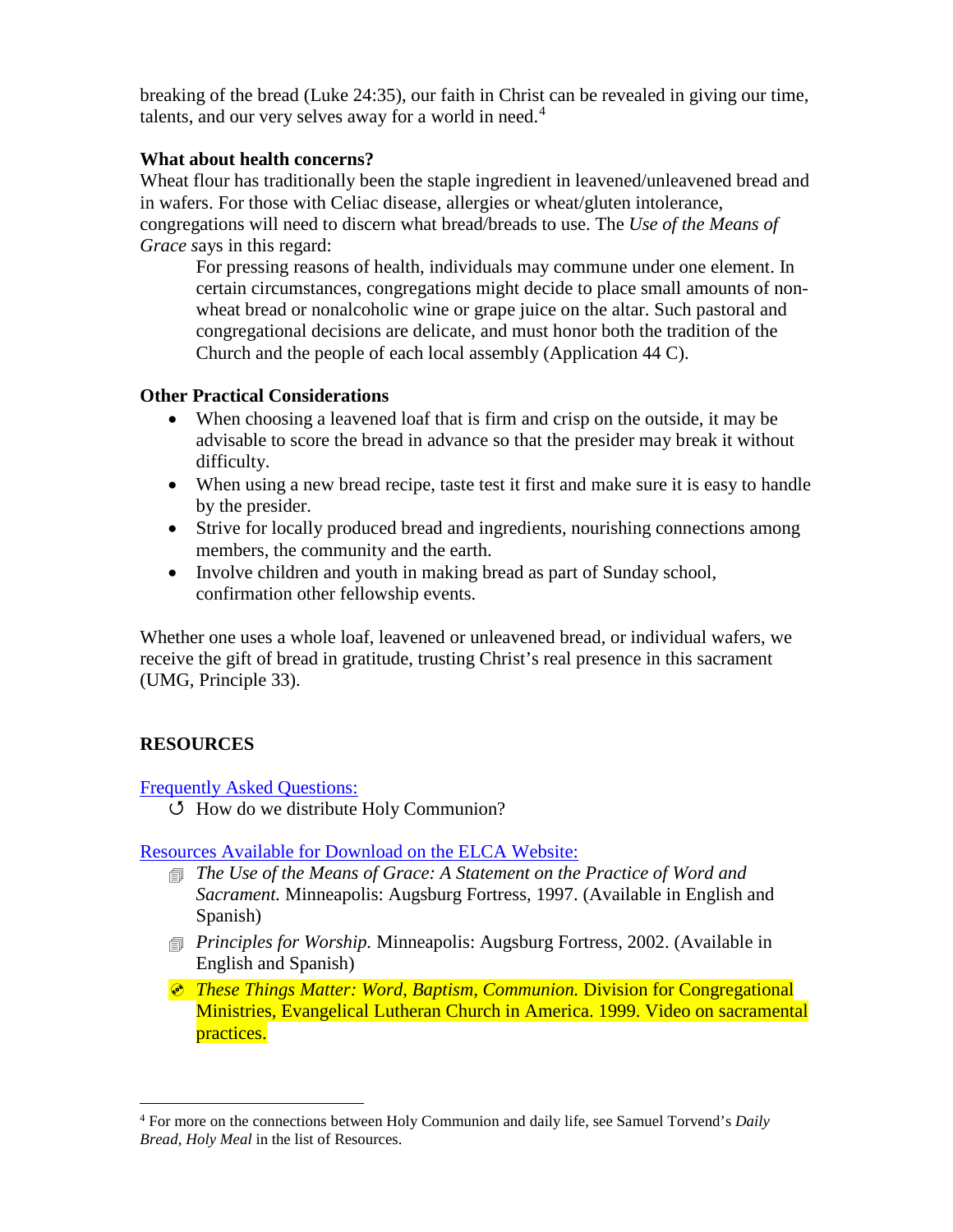breaking of the bread (Luke 24:35), our faith in Christ can be revealed in giving our time, talents, and our very selves away for a world in need.[4]

**What about health concerns?**

Wheat flour has traditionally been the staple ingredient in leavened/unleavened bread and in wafers. For those with Celiac disease, allergies or wheat/gluten intolerance, congregations will need to discern what bread/breads to use. The *Use of the Means of Grace* says in this regard:

> For pressing reasons of health, individuals may commune under one element. In certain circumstances, congregations might decide to place small amounts of non-wheat bread or nonalcoholic wine or grape juice on the altar. Such pastoral and congregational decisions are delicate, and must honor both the tradition of the Church and the people of each local assembly (Application 44 C).

**Other Practical Considerations**

- When choosing a leavened loaf that is firm and crisp on the outside, it may be advisable to score the bread in advance so that the presider may break it without difficulty.
- When using a new bread recipe, taste test it first and make sure it is easy to handle by the presider.
- Strive for locally produced bread and ingredients, nourishing connections among members, the community and the earth.
- Involve children and youth in making bread as part of Sunday school, confirmation other fellowship events.

Whether one uses a whole loaf, leavened or unleavened bread, or individual wafers, we receive the gift of bread in gratitude, trusting Christ's real presence in this sacrament (UMG, Principle 33).

**RESOURCES**

Frequently Asked Questions:

- How do we distribute Holy Communion?

Resources Available for Download on the ELCA Website:

- *The Use of the Means of Grace: A Statement on the Practice of Word and Sacrament.* Minneapolis: Augsburg Fortress, 1997. (Available in English and Spanish)
- *Principles for Worship.* Minneapolis: Augsburg Fortress, 2002. (Available in English and Spanish)
- *These Things Matter: Word, Baptism, Communion.* Division for Congregational Ministries, Evangelical Lutheran Church in America. 1999. Video on sacramental practices.

[4] For more on the connections between Holy Communion and daily life, see Samuel Torvend's *Daily Bread, Holy Meal* in the list of Resources.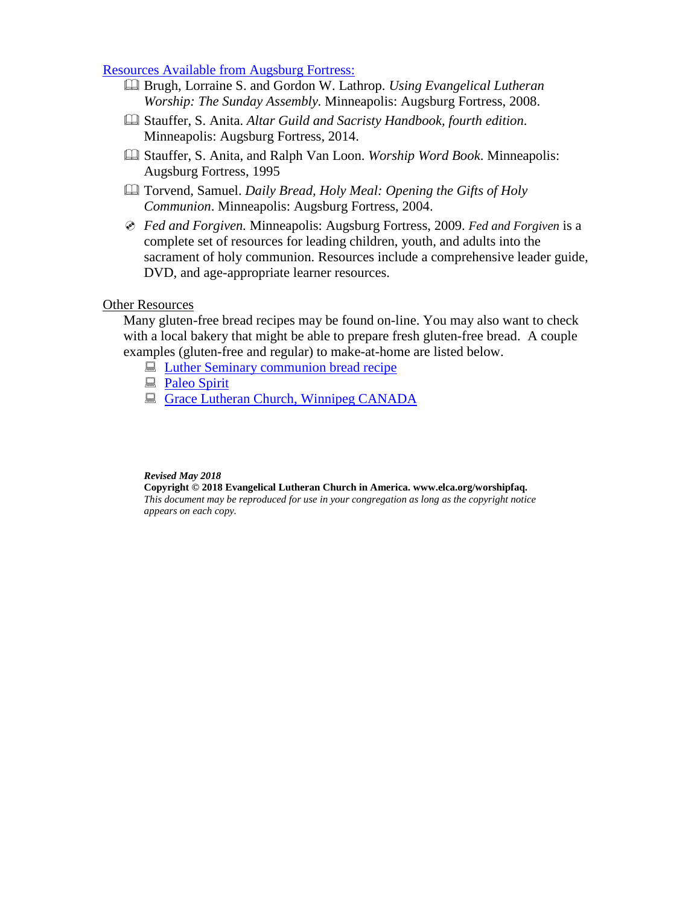Resources Available from Augsburg Fortress:

- Brugh, Lorraine S. and Gordon W. Lathrop. *Using Evangelical Lutheran Worship: The Sunday Assembly.* Minneapolis: Augsburg Fortress, 2008.
- Stauffer, S. Anita. *Altar Guild and Sacristy Handbook, fourth edition*. Minneapolis: Augsburg Fortress, 2014.
- Stauffer, S. Anita, and Ralph Van Loon. *Worship Word Book*. Minneapolis: Augsburg Fortress, 1995
- Torvend, Samuel. *Daily Bread, Holy Meal: Opening the Gifts of Holy Communion*. Minneapolis: Augsburg Fortress, 2004.
- *Fed and Forgiven.* Minneapolis: Augsburg Fortress, 2009. *Fed and Forgiven* is a complete set of resources for leading children, youth, and adults into the sacrament of holy communion. Resources include a comprehensive leader guide, DVD, and age-appropriate learner resources.

Other Resources

Many gluten-free bread recipes may be found on-line. You may also want to check with a local bakery that might be able to prepare fresh gluten-free bread. A couple examples (gluten-free and regular) to make-at-home are listed below.

- Luther Seminary communion bread recipe
- Paleo Spirit
- Grace Lutheran Church, Winnipeg CANADA

***Revised May 2018***
**Copyright © 2018 Evangelical Lutheran Church in America. www.elca.org/worshipfaq.**
*This document may be reproduced for use in your congregation as long as the copyright notice appears on each copy.*